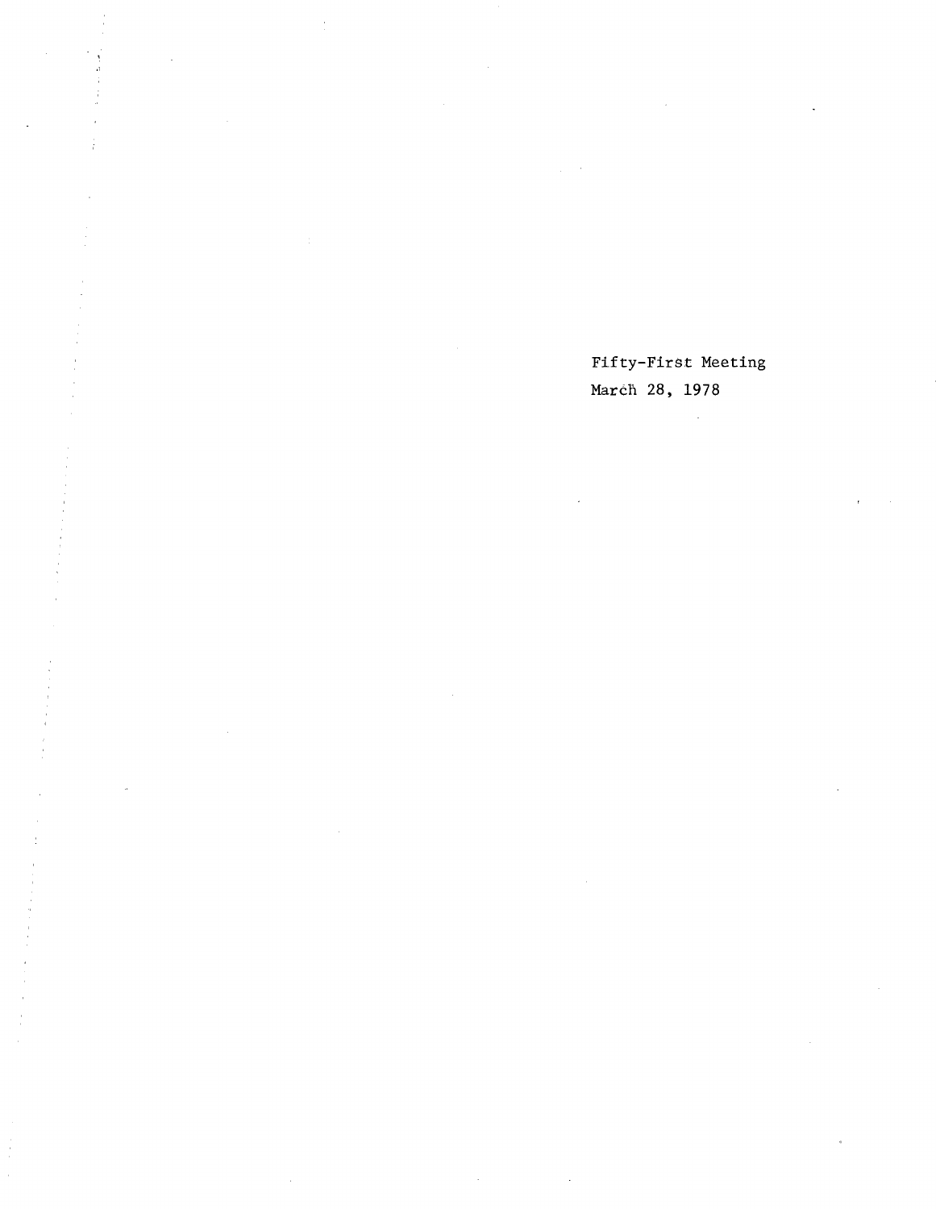Fifty-First Meeting

March 28, 1978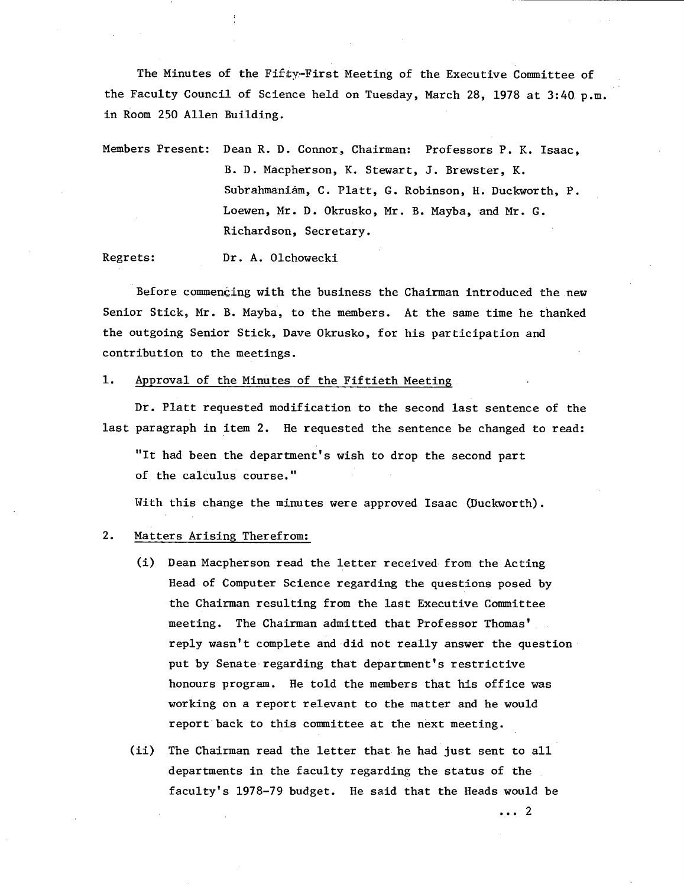The Minutes of the Fifty-First Meeting of the Executive Committee of the Faculty Council of Science held on Tuesday, March 28, 1978 at 3:40 p.m. in Room 250 Allen Building.

Members Present: Dean R. D. Connor, Chairman: Professors P. K. Isaac, B. D. Macpherson, K. Stewart, J. Brewster, K. Subrahmaniam, C. Platt, G. Robinson, H. Duckworth, P. Loewen, Mr. D. Okrusko, Mr. B. Mayba, and Mr. G. Richardson, Secretary.

Regrets: Dr. A. Olchowecki

Before commencing with the business the Chairman introduced the new Senior Stick, Mr. B. Mayba, to the members. At the same time he thanked the outgoing Senior Stick, Dave Okrusko, for his participation and contribution to the meetings.

1. Approval of the Minutes of the Fiftieth Meeting

Dr. Platt requested modification to the second last sentence of the last paragraph in item 2. He requested the sentence be changed to read:

> "It had been the department's wish to drop the second part of the calculus course."

With this change the minutes were approved Isaac (Duckworth).

2. Matters Arising Therefrom:

(i) Dean Macpherson read the letter received from the Acting Head of Computer Science regarding the questions posed by the Chairman resulting from the last Executive Committee meeting. The Chairman admitted that Professor Thomas' reply wasn't complete and did not really answer the question put by Senate regarding that department's restrictive honours program. He told the members that his office was working on a report relevant to the matter and he would report back to this committee at the next meeting.

(ii) The Chairman read the letter that he had just sent to all departments in the faculty regarding the status of the faculty's 1978-79 budget. He said that the Heads would be

... 2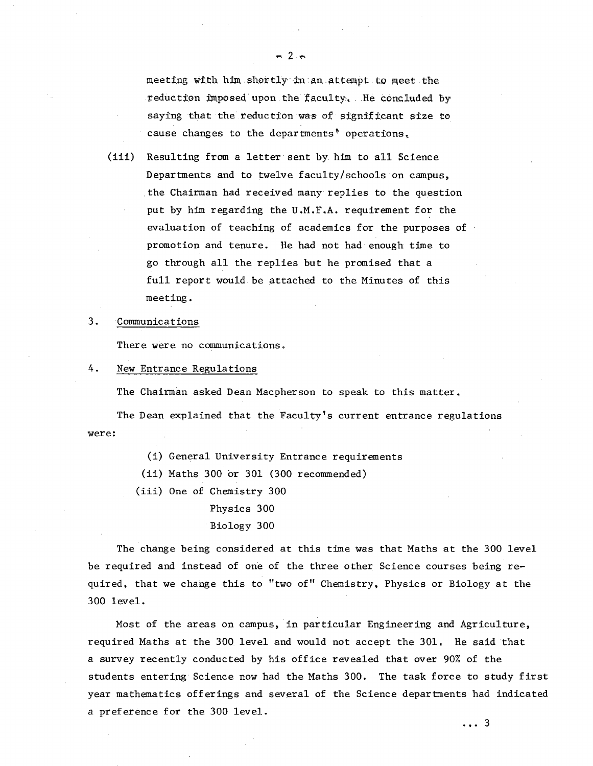meeting with him shortly in an attempt to meet the reduction imposed upon the faculty. He concluded by saying that the reduction was of significant size to cause changes to the departments' operations.

(iii) Resulting from a letter sent by him to all Science Departments and to twelve faculty/schools on campus, the Chairman had received many replies to the question put by him regarding the U.M.F.A. requirement for the evaluation of teaching of academics for the purposes of promotion and tenure. He had not had enough time to go through all the replies but he promised that a full report would be attached to the Minutes of this meeting.

3. Communications

There were no communications.

4. New Entrance Regulations

The Chairman asked Dean Macpherson to speak to this matter.

The Dean explained that the Faculty's current entrance regulations were:

(i) General University Entrance requirements
(ii) Maths 300 or 301 (300 recommended)
(iii) One of Chemistry 300
Physics 300
Biology 300

The change being considered at this time was that Maths at the 300 level be required and instead of one of the three other Science courses being required, that we change this to "two of" Chemistry, Physics or Biology at the 300 level.

Most of the areas on campus, in particular Engineering and Agriculture, required Maths at the 300 level and would not accept the 301. He said that a survey recently conducted by his office revealed that over 90% of the students entering Science now had the Maths 300. The task force to study first year mathematics offerings and several of the Science departments had indicated a preference for the 300 level.

... 3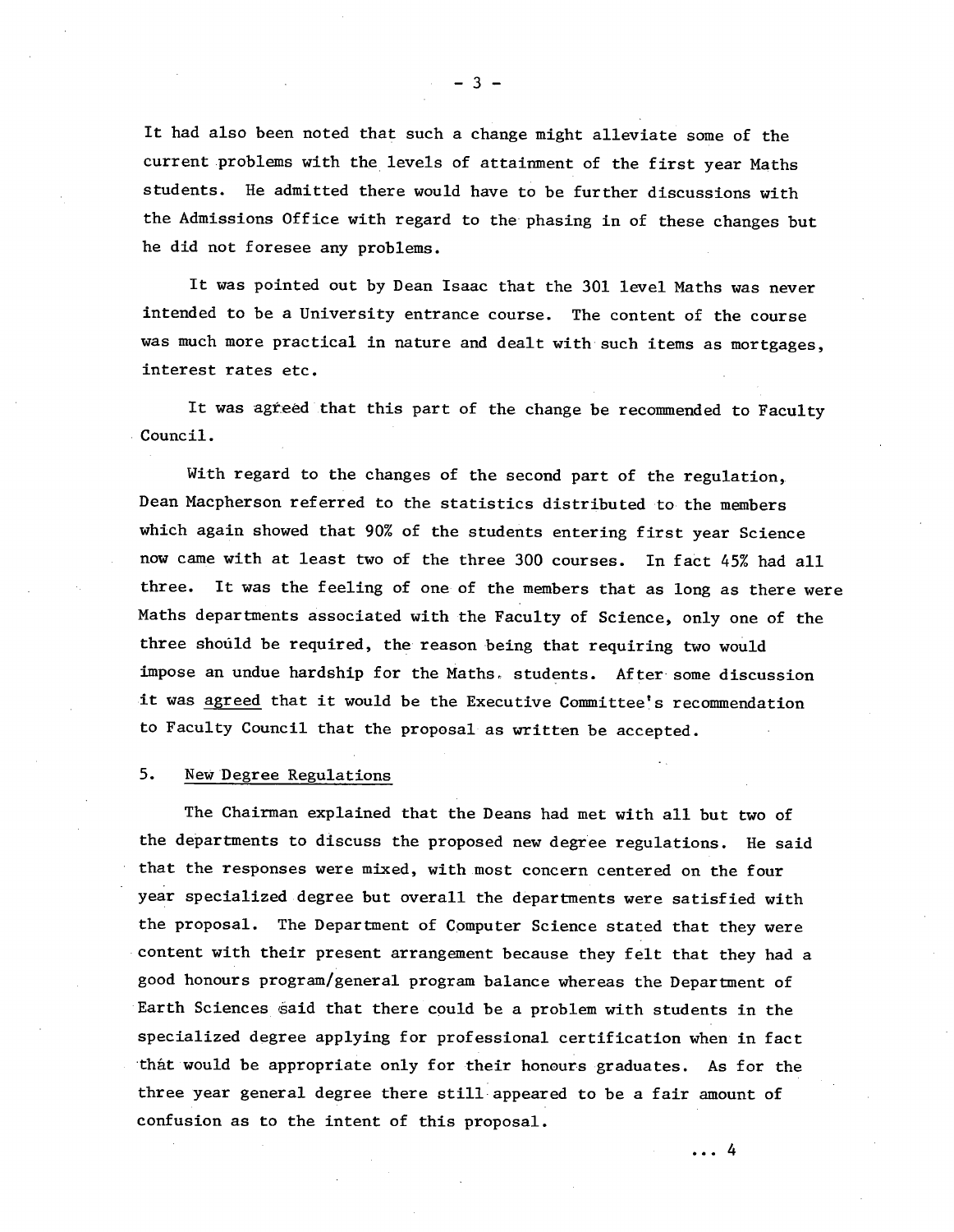It had also been noted that such a change might alleviate some of the current problems with the levels of attainment of the first year Maths students. He admitted there would have to be further discussions with the Admissions Office with regard to the phasing in of these changes but he did not foresee any problems.

It was pointed out by Dean Isaac that the 301 level Maths was never intended to be a University entrance course. The content of the course was much more practical in nature and dealt with such items as mortgages, interest rates etc.

It was agreed that this part of the change be recommended to Faculty Council.

With regard to the changes of the second part of the regulation, Dean Macpherson referred to the statistics distributed to the members which again showed that 90% of the students entering first year Science now came with at least two of the three 300 courses. In fact 45% had all three. It was the feeling of one of the members that as long as there were Maths departments associated with the Faculty of Science, only one of the three should be required, the reason being that requiring two would impose an undue hardship for the Maths students. After some discussion it was agreed that it would be the Executive Committee's recommendation to Faculty Council that the proposal as written be accepted.

5. New Degree Regulations

The Chairman explained that the Deans had met with all but two of the departments to discuss the proposed new degree regulations. He said that the responses were mixed, with most concern centered on the four year specialized degree but overall the departments were satisfied with the proposal. The Department of Computer Science stated that they were content with their present arrangement because they felt that they had a good honours program/general program balance whereas the Department of Earth Sciences said that there could be a problem with students in the specialized degree applying for professional certification when in fact that would be appropriate only for their honours graduates. As for the three year general degree there still appeared to be a fair amount of confusion as to the intent of this proposal.

... 4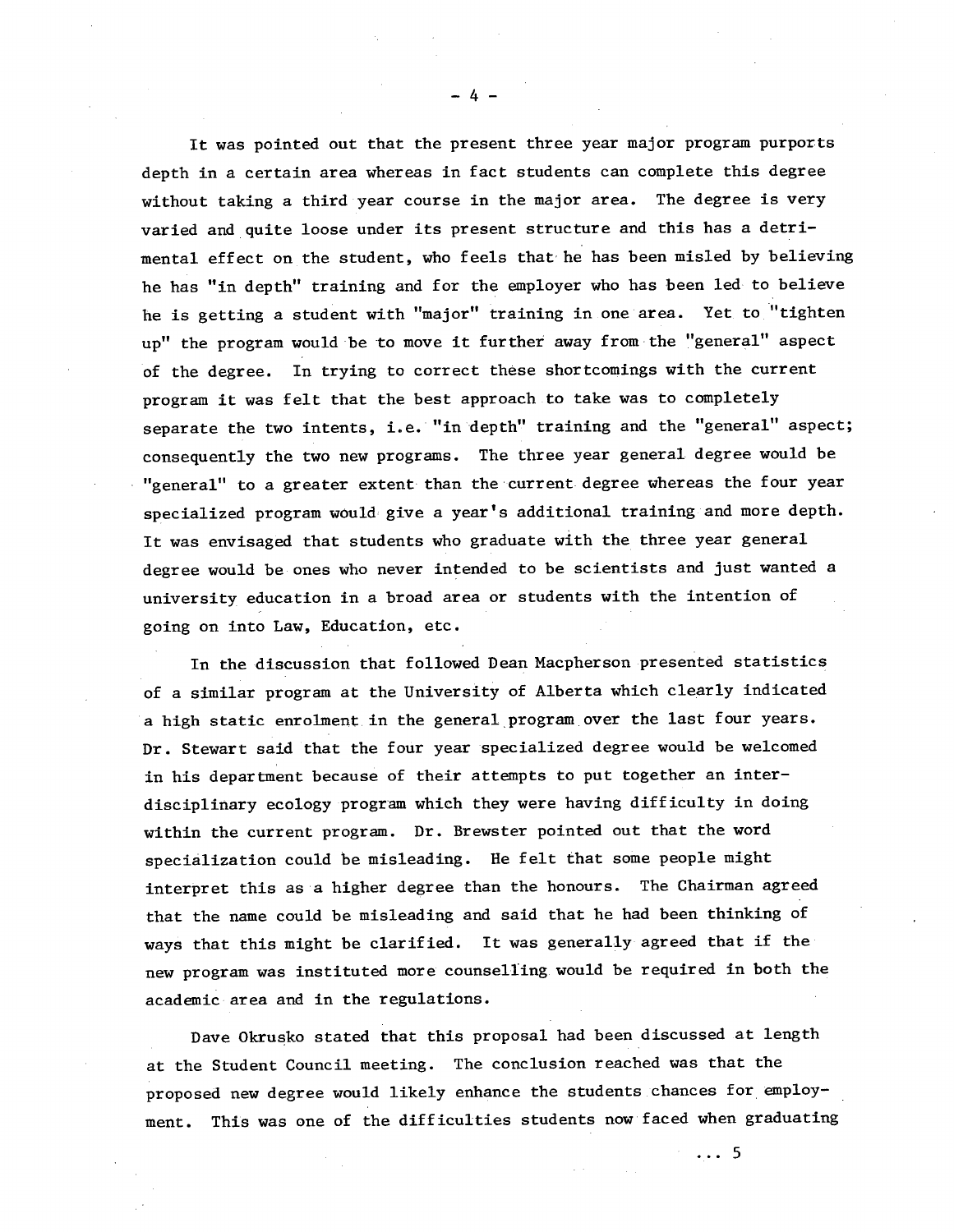It was pointed out that the present three year major program purports depth in a certain area whereas in fact students can complete this degree without taking a third year course in the major area. The degree is very varied and quite loose under its present structure and this has a detrimental effect on the student, who feels that he has been misled by believing he has "in depth" training and for the employer who has been led to believe he is getting a student with "major" training in one area. Yet to "tighten up" the program would be to move it further away from the "general" aspect of the degree. In trying to correct these shortcomings with the current program it was felt that the best approach to take was to completely separate the two intents, i.e. "in depth" training and the "general" aspect; consequently the two new programs. The three year general degree would be "general" to a greater extent than the current degree whereas the four year specialized program would give a year's additional training and more depth. It was envisaged that students who graduate with the three year general degree would be ones who never intended to be scientists and just wanted a university education in a broad area or students with the intention of going on into Law, Education, etc.

In the discussion that followed Dean Macpherson presented statistics of a similar program at the University of Alberta which clearly indicated a high static enrolment in the general program over the last four years. Dr. Stewart said that the four year specialized degree would be welcomed in his department because of their attempts to put together an interdisciplinary ecology program which they were having difficulty in doing within the current program. Dr. Brewster pointed out that the word specialization could be misleading. He felt that some people might interpret this as a higher degree than the honours. The Chairman agreed that the name could be misleading and said that he had been thinking of ways that this might be clarified. It was generally agreed that if the new program was instituted more counselling would be required in both the academic area and in the regulations.

Dave Okrusko stated that this proposal had been discussed at length at the Student Council meeting. The conclusion reached was that the proposed new degree would likely enhance the students chances for employment. This was one of the difficulties students now faced when graduating

... 5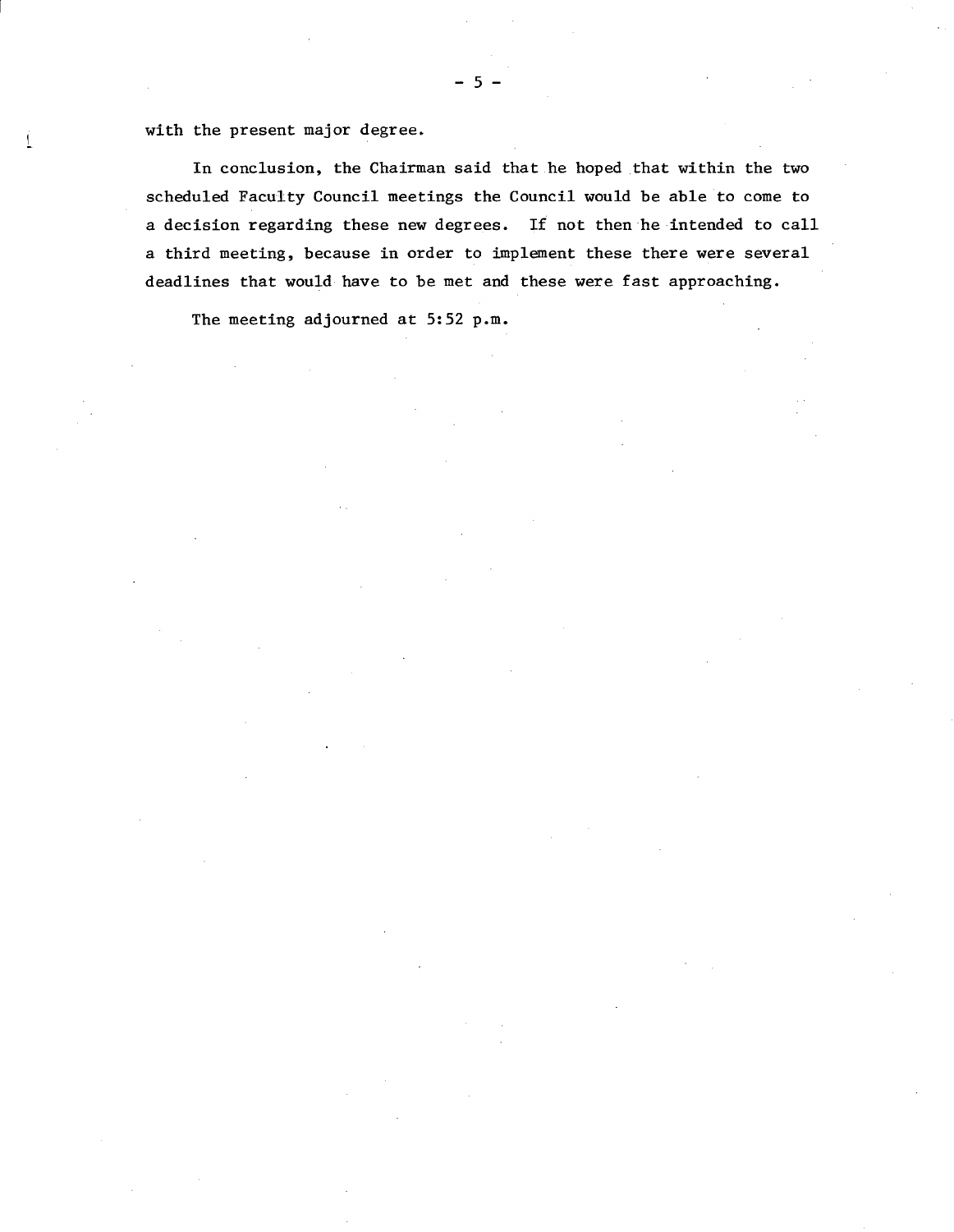with the present major degree.

In conclusion, the Chairman said that he hoped that within the two scheduled Faculty Council meetings the Council would be able to come to a decision regarding these new degrees. If not then he intended to call a third meeting, because in order to implement these there were several deadlines that would have to be met and these were fast approaching.

The meeting adjourned at 5:52 p.m.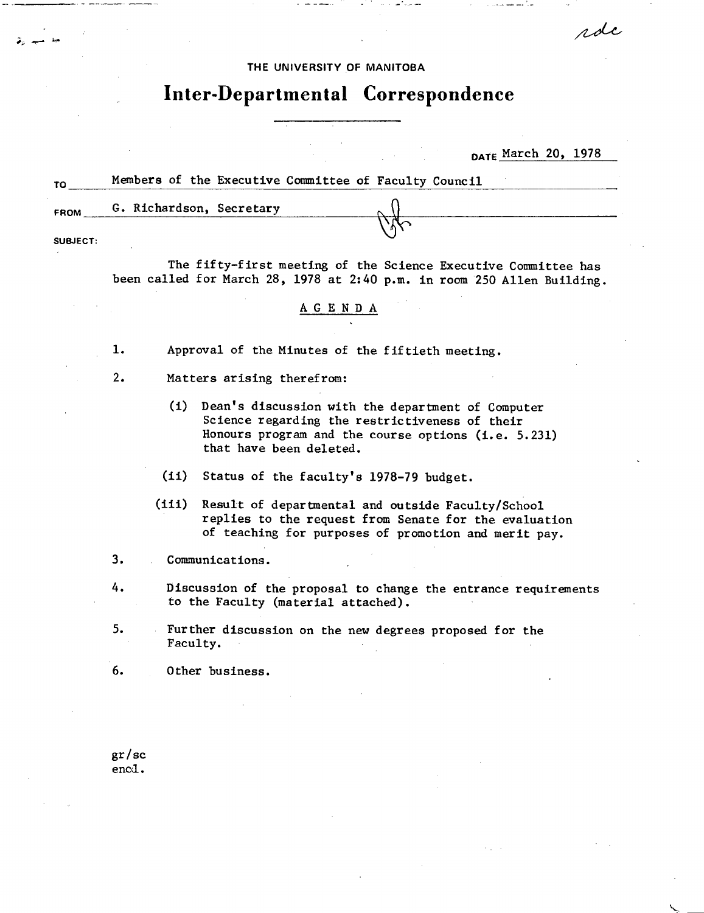rdc

THE UNIVERSITY OF MANITOBA

# Inter-Departmental Correspondence

DATE March 20, 1978

TO Members of the Executive Committee of Faculty Council

FROM G. Richardson, Secretary

SUBJECT:

The fifty-first meeting of the Science Executive Committee has been called for March 28, 1978 at 2:40 p.m. in room 250 Allen Building.

## AGENDA

1. Approval of the Minutes of the fiftieth meeting.

2. Matters arising therefrom:

   (i) Dean's discussion with the department of Computer Science regarding the restrictiveness of their Honours program and the course options (i.e. 5.231) that have been deleted.

   (ii) Status of the faculty's 1978-79 budget.

   (iii) Result of departmental and outside Faculty/School replies to the request from Senate for the evaluation of teaching for purposes of promotion and merit pay.

3. Communications.

4. Discussion of the proposal to change the entrance requirements to the Faculty (material attached).

5. Further discussion on the new degrees proposed for the Faculty.

6. Other business.

gr/sc
encl.